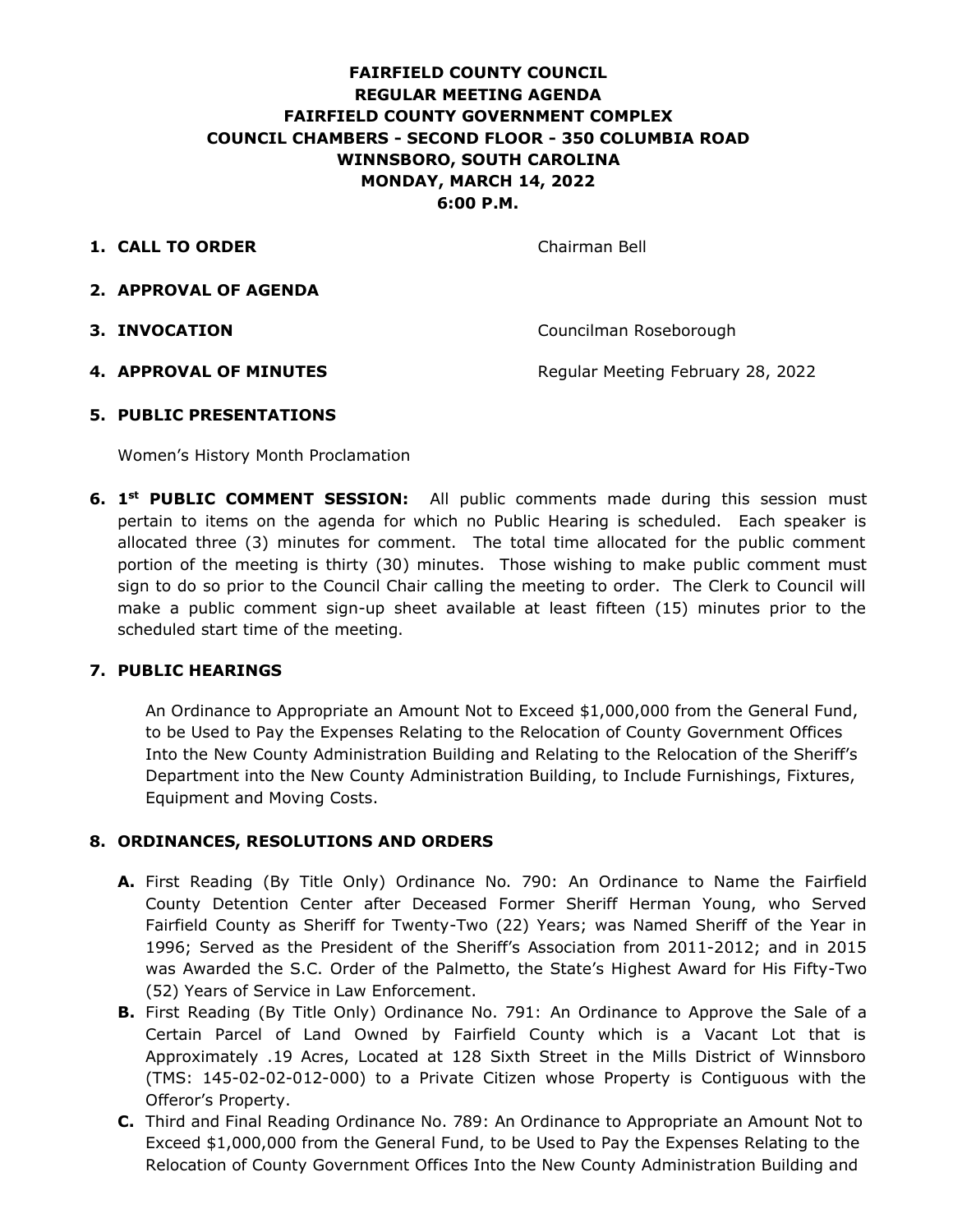# FAIRFIELD COUNTY COUNCIL
# REGULAR MEETING AGENDA
# FAIRFIELD COUNTY GOVERNMENT COMPLEX
# COUNCIL CHAMBERS - SECOND FLOOR - 350 COLUMBIA ROAD
# WINNSBORO, SOUTH CAROLINA
# MONDAY, MARCH 14, 2022
# 6:00 P.M.

1. **CALL TO ORDER** — Chairman Bell

2. **APPROVAL OF AGENDA**

3. **INVOCATION** — Councilman Roseborough

4. **APPROVAL OF MINUTES** — Regular Meeting February 28, 2022

5. **PUBLIC PRESENTATIONS**

   Women's History Month Proclamation

6. **1st PUBLIC COMMENT SESSION:** All public comments made during this session must pertain to items on the agenda for which no Public Hearing is scheduled. Each speaker is allocated three (3) minutes for comment. The total time allocated for the public comment portion of the meeting is thirty (30) minutes. Those wishing to make public comment must sign to do so prior to the Council Chair calling the meeting to order. The Clerk to Council will make a public comment sign-up sheet available at least fifteen (15) minutes prior to the scheduled start time of the meeting.

7. **PUBLIC HEARINGS**

   An Ordinance to Appropriate an Amount Not to Exceed $1,000,000 from the General Fund, to be Used to Pay the Expenses Relating to the Relocation of County Government Offices Into the New County Administration Building and Relating to the Relocation of the Sheriff's Department into the New County Administration Building, to Include Furnishings, Fixtures, Equipment and Moving Costs.

8. **ORDINANCES, RESOLUTIONS AND ORDERS**

   **A.** First Reading (By Title Only) Ordinance No. 790: An Ordinance to Name the Fairfield County Detention Center after Deceased Former Sheriff Herman Young, who Served Fairfield County as Sheriff for Twenty-Two (22) Years; was Named Sheriff of the Year in 1996; Served as the President of the Sheriff's Association from 2011-2012; and in 2015 was Awarded the S.C. Order of the Palmetto, the State's Highest Award for His Fifty-Two (52) Years of Service in Law Enforcement.

   **B.** First Reading (By Title Only) Ordinance No. 791: An Ordinance to Approve the Sale of a Certain Parcel of Land Owned by Fairfield County which is a Vacant Lot that is Approximately .19 Acres, Located at 128 Sixth Street in the Mills District of Winnsboro (TMS: 145-02-02-012-000) to a Private Citizen whose Property is Contiguous with the Offeror's Property.

   **C.** Third and Final Reading Ordinance No. 789: An Ordinance to Appropriate an Amount Not to Exceed $1,000,000 from the General Fund, to be Used to Pay the Expenses Relating to the Relocation of County Government Offices Into the New County Administration Building and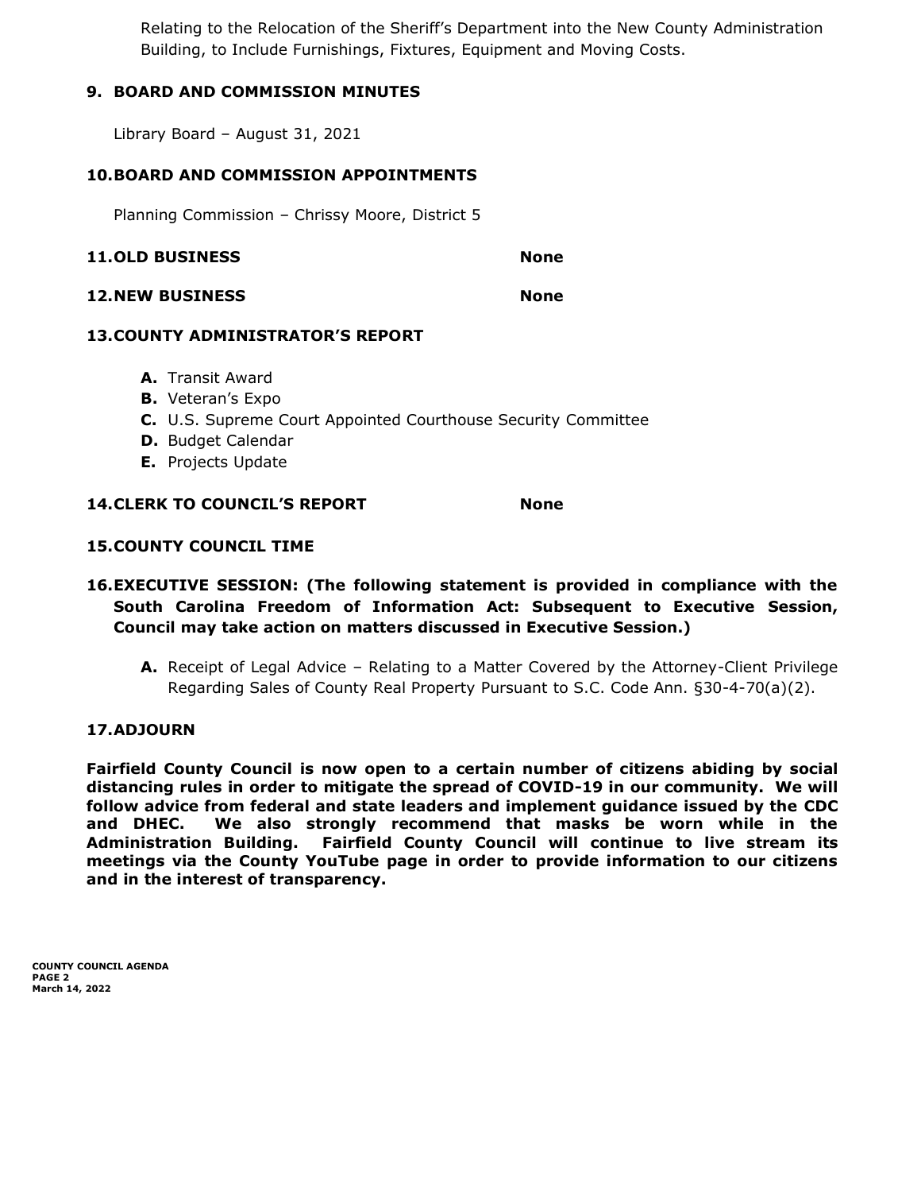Relating to the Relocation of the Sheriff's Department into the New County Administration Building, to Include Furnishings, Fixtures, Equipment and Moving Costs.

**9. BOARD AND COMMISSION MINUTES**

Library Board – August 31, 2021

**10. BOARD AND COMMISSION APPOINTMENTS**

Planning Commission – Chrissy Moore, District 5

**11. OLD BUSINESS** **None**

**12. NEW BUSINESS** **None**

**13. COUNTY ADMINISTRATOR'S REPORT**

- **A.** Transit Award
- **B.** Veteran's Expo
- **C.** U.S. Supreme Court Appointed Courthouse Security Committee
- **D.** Budget Calendar
- **E.** Projects Update

**14. CLERK TO COUNCIL'S REPORT** **None**

**15. COUNTY COUNCIL TIME**

**16. EXECUTIVE SESSION: (The following statement is provided in compliance with the South Carolina Freedom of Information Act: Subsequent to Executive Session, Council may take action on matters discussed in Executive Session.)**

- **A.** Receipt of Legal Advice – Relating to a Matter Covered by the Attorney-Client Privilege Regarding Sales of County Real Property Pursuant to S.C. Code Ann. §30-4-70(a)(2).

**17. ADJOURN**

**Fairfield County Council is now open to a certain number of citizens abiding by social distancing rules in order to mitigate the spread of COVID-19 in our community. We will follow advice from federal and state leaders and implement guidance issued by the CDC and DHEC. We also strongly recommend that masks be worn while in the Administration Building. Fairfield County Council will continue to live stream its meetings via the County YouTube page in order to provide information to our citizens and in the interest of transparency.**